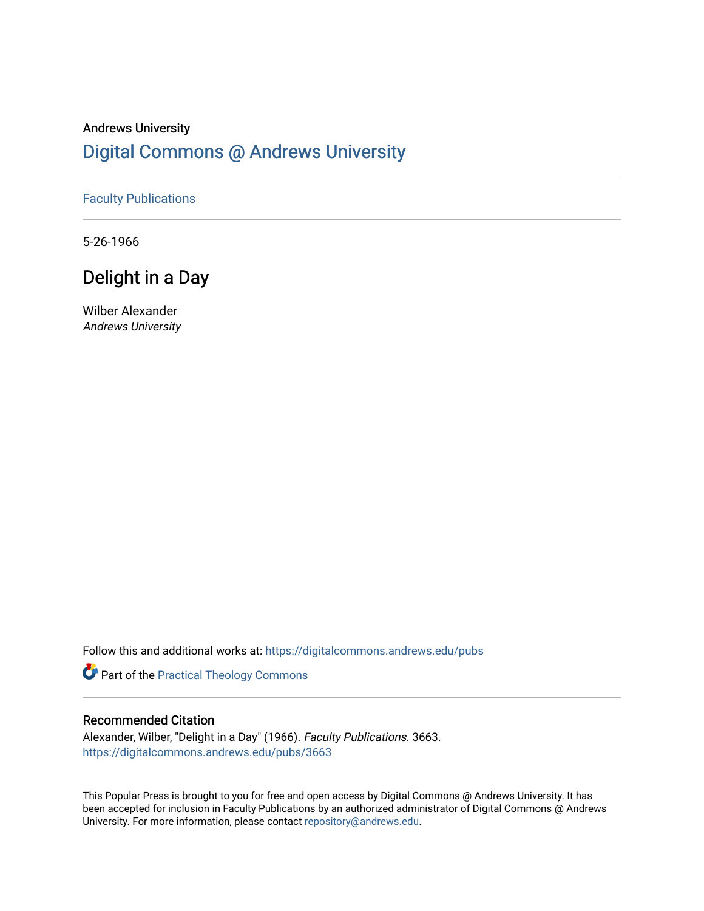Andrews University

# Digital Commons @ Andrews University

Faculty Publications

5-26-1966

## Delight in a Day

Wilber Alexander
*Andrews University*

Follow this and additional works at: https://digitalcommons.andrews.edu/pubs

Part of the Practical Theology Commons

### Recommended Citation

Alexander, Wilber, "Delight in a Day" (1966). *Faculty Publications*. 3663.
https://digitalcommons.andrews.edu/pubs/3663

This Popular Press is brought to you for free and open access by Digital Commons @ Andrews University. It has been accepted for inclusion in Faculty Publications by an authorized administrator of Digital Commons @ Andrews University. For more information, please contact repository@andrews.edu.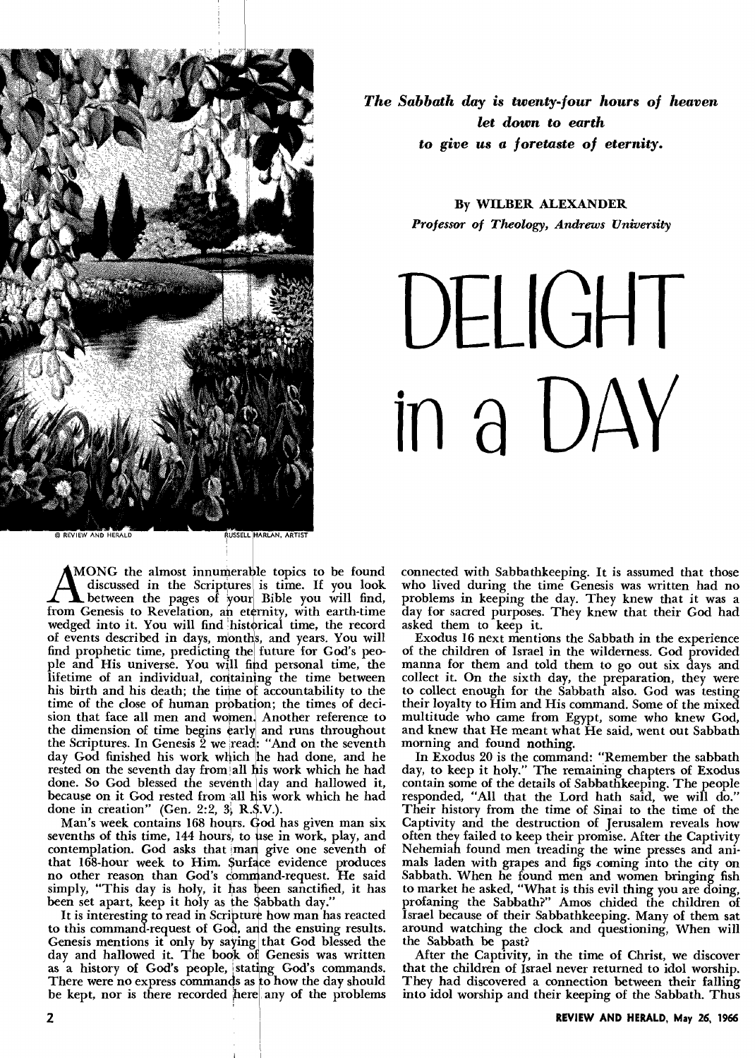*The Sabbath day is twenty-four hours of heaven let down to earth to give us a foretaste of eternity.*

By **WILBER ALEXANDER**

*Professor of Theology, Andrews University*

# DELIGHT in a DAY

© REVIEW AND HERALD — RUSSELL HARLAN, ARTIST

AMONG the almost innumerable topics to be found discussed in the Scriptures is time. If you look between the pages of your Bible you will find, from Genesis to Revelation, an eternity, with earth-time wedged into it. You will find historical time, the record of events described in days, months, and years. You will find prophetic time, predicting the future for God's people and His universe. You will find personal time, the lifetime of an individual, containing the time between his birth and his death; the time of accountability to the time of the close of human probation; the times of decision that face all men and women. Another reference to the dimension of time begins early and runs throughout the Scriptures. In Genesis 2 we read: "And on the seventh day God finished his work which he had done, and he rested on the seventh day from all his work which he had done. So God blessed the seventh day and hallowed it, because on it God rested from all his work which he had done in creation" (Gen. 2:2, 3, R.S.V.).

Man's week contains 168 hours. God has given man six sevenths of this time, 144 hours, to use in work, play, and contemplation. God asks that man give one seventh of that 168-hour week to Him. Surface evidence produces no other reason than God's command-request. He said simply, "This day is holy, it has been sanctified, it has been set apart, keep it holy as the Sabbath day."

It is interesting to read in Scripture how man has reacted to this command-request of God, and the ensuing results. Genesis mentions it only by saying that God blessed the day and hallowed it. The book of Genesis was written as a history of God's people, stating God's commands. There were no express commands as to how the day should be kept, nor is there recorded here any of the problems connected with Sabbathkeeping. It is assumed that those who lived during the time Genesis was written had no problems in keeping the day. They knew that it was a day for sacred purposes. They knew that their God had asked them to keep it.

Exodus 16 next mentions the Sabbath in the experience of the children of Israel in the wilderness. God provided manna for them and told them to go out six days and collect it. On the sixth day, the preparation, they were to collect enough for the Sabbath also. God was testing their loyalty to Him and His command. Some of the mixed multitude who came from Egypt, some who knew God, and knew that He meant what He said, went out Sabbath morning and found nothing.

In Exodus 20 is the command: "Remember the sabbath day, to keep it holy." The remaining chapters of Exodus contain some of the details of Sabbathkeeping. The people responded, "All that the Lord hath said, we will do." Their history from the time of Sinai to the time of the Captivity and the destruction of Jerusalem reveals how often they failed to keep their promise. After the Captivity Nehemiah found men treading the wine presses and animals laden with grapes and figs coming into the city on Sabbath. When he found men and women bringing fish to market he asked, "What is this evil thing you are doing, profaning the Sabbath?" Amos chided the children of Israel because of their Sabbathkeeping. Many of them sat around watching the clock and questioning, When will the Sabbath be past?

After the Captivity, in the time of Christ, we discover that the children of Israel never returned to idol worship. They had discovered a connection between their falling into idol worship and their keeping of the Sabbath. Thus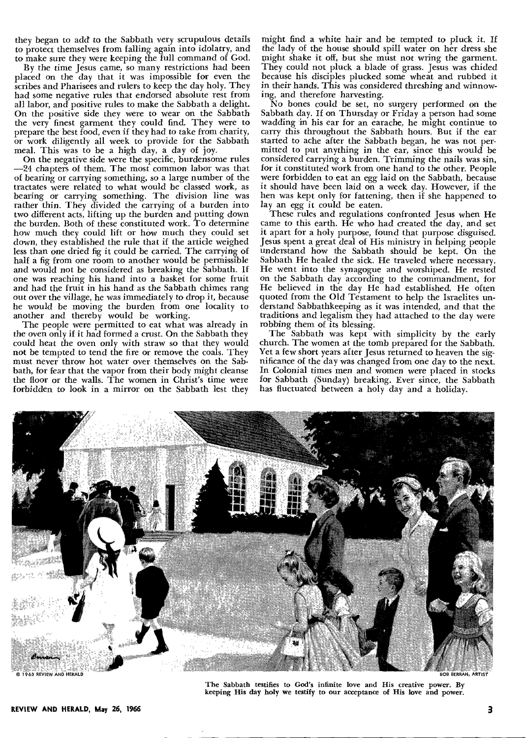they began to add to the Sabbath very scrupulous details to protect themselves from falling again into idolatry, and to make sure they were keeping the full command of God.

By the time Jesus came, so many restrictions had been placed on the day that it was impossible for even the scribes and Pharisees and rulers to keep the day holy. They had some negative rules that endorsed absolute rest from all labor, and positive rules to make the Sabbath a delight. On the positive side they were to wear on the Sabbath the very finest garment they could find. They were to prepare the best food, even if they had to take from charity, or work diligently all week to provide for the Sabbath meal. This was to be a high day, a day of joy.

On the negative side were the specific, burdensome rules —24 chapters of them. The most common labor was that of bearing or carrying something, so a large number of the tractates were related to what would be classed work, as bearing or carrying something. The division line was rather thin. They divided the carrying of a burden into two different acts, lifting up the burden and putting down the burden. Both of these constituted work. To determine how much they could lift or how much they could set down, they established the rule that if the article weighed less than one dried fig it could be carried. The carrying of half a fig from one room to another would be permissible and would not be considered as breaking the Sabbath. If one was reaching his hand into a basket for some fruit and had the fruit in his hand as the Sabbath chimes rang out over the village, he was immediately to drop it, because he would be moving the burden from one locality to another and thereby would be working.

The people were permitted to eat what was already in the oven only if it had formed a crust. On the Sabbath they could heat the oven only with straw so that they would not be tempted to tend the fire or remove the coals. They must never throw hot water over themselves on the Sabbath, for fear that the vapor from their body might cleanse the floor or the walls. The women in Christ's time were forbidden to look in a mirror on the Sabbath lest they might find a white hair and be tempted to pluck it. If the lady of the house should spill water on her dress she might shake it off, but she must not wring the garment. They could not pluck a blade of grass. Jesus was chided because his disciples plucked some wheat and rubbed it in their hands. This was considered threshing and winnowing, and therefore harvesting.

No bones could be set, no surgery performed on the Sabbath day. If on Thursday or Friday a person had some wadding in his ear for an earache, he might continue to carry this throughout the Sabbath hours. But if the ear started to ache after the Sabbath began, he was not permitted to put anything in the ear, since this would be considered carrying a burden. Trimming the nails was sin, for it constituted work from one hand to the other. People were forbidden to eat an egg laid on the Sabbath, because it should have been laid on a week day. However, if the hen was kept only for fattening, then if she happened to lay an egg it could be eaten.

These rules and regulations confronted Jesus when He came to this earth. He who had created the day, and set it apart for a holy purpose, found that purpose disguised. Jesus spent a great deal of His ministry in helping people understand how the Sabbath should be kept. On the Sabbath He healed the sick. He traveled where necessary. He went into the synagogue and worshiped. He rested on the Sabbath day according to the commandment, for He believed in the day He had established. He often quoted from the Old Testament to help the Israelites understand Sabbathkeeping as it was intended, and that the traditions and legalism they had attached to the day were robbing them of its blessing.

The Sabbath was kept with simplicity by the early church. The women at the tomb prepared for the Sabbath. Yet a few short years after Jesus returned to heaven the significance of the day was changed from one day to the next. In Colonial times men and women were placed in stocks for Sabbath (Sunday) breaking. Ever since, the Sabbath has fluctuated between a holy day and a holiday.

© 1963 REVIEW AND HERALD — BOB BERRAN, ARTIST

**The Sabbath testifies to God's infinite love and His creative power. By keeping His day holy we testify to our acceptance of His love and power.**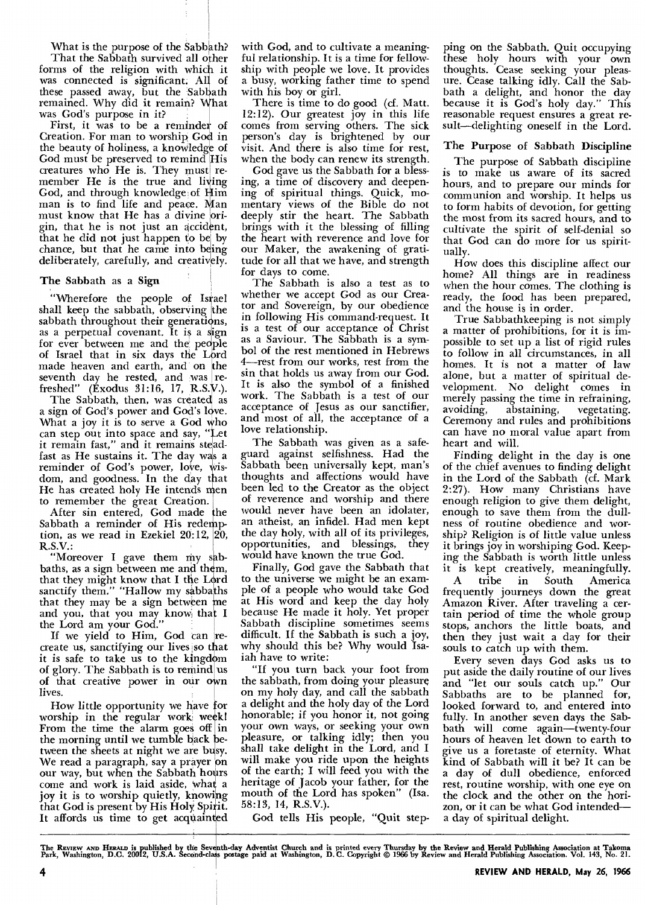What is the purpose of the Sabbath?

That the Sabbath survived all other forms of the religion with which it was connected is significant. All of these passed away, but the Sabbath remained. Why did it remain? What was God's purpose in it?

First, it was to be a reminder of Creation. For man to worship God in the beauty of holiness, a knowledge of God must be preserved to remind His creatures who He is. They must remember He is the true and living God, and through knowledge of Him man is to find life and peace. Man must know that He has a divine origin, that he is not just an accident, that he did not just happen to be by chance, but that he came into being deliberately, carefully, and creatively.

### The Sabbath as a Sign

"Wherefore the people of Israel shall keep the sabbath, observing the sabbath throughout their generations, as a perpetual covenant. It is a sign for ever between me and the people of Israel that in six days the Lord made heaven and earth, and on the seventh day he rested, and was refreshed" (Exodus 31:16, 17, R.S.V.).

The Sabbath, then, was created as a sign of God's power and God's love. What a joy it is to serve a God who can step out into space and say, "Let it remain fast," and it remains steadfast as He sustains it. The day was a reminder of God's power, love, wisdom, and goodness. In the day that He has created holy He intends men to remember the great Creation.

After sin entered, God made the Sabbath a reminder of His redemption, as we read in Ezekiel 20:12, 20, R.S.V.:

"Moreover I gave them my sabbaths, as a sign between me and them, that they might know that I the Lord sanctify them." "Hallow my sabbaths that they may be a sign between me and you, that you may know that I the Lord am your God."

If we yield to Him, God can recreate us, sanctifying our lives so that it is safe to take us to the kingdom of glory. The Sabbath is to remind us of that creative power in our own lives.

How little opportunity we have for worship in the regular work week! From the time the alarm goes off in the morning until we tumble back between the sheets at night we are busy. We read a paragraph, say a prayer on our way, but when the Sabbath hours come and work is laid aside, what a joy it is to worship quietly, knowing that God is present by His Holy Spirit. It affords us time to get acquainted with God, and to cultivate a meaningful relationship. It is a time for fellowship with people we love. It provides a busy, working father time to spend with his boy or girl.

There is time to do good (cf. Matt. 12:12). Our greatest joy in this life comes from serving others. The sick person's day is brightened by our visit. And there is also time for rest, when the body can renew its strength.

God gave us the Sabbath for a blessing, a time of discovery and deepening of spiritual things. Quick, momentary views of the Bible do not deeply stir the heart. The Sabbath brings with it the blessing of filling the heart with reverence and love for our Maker, the awakening of gratitude for all that we have, and strength for days to come.

The Sabbath is also a test as to whether we accept God as our Creator and Sovereign, by our obedience in following His command-request. It is a test of our acceptance of Christ as a Saviour. The Sabbath is a symbol of the rest mentioned in Hebrews 4—rest from our works, rest from the sin that holds us away from our God. It is also the symbol of a finished work. The Sabbath is a test of our acceptance of Jesus as our sanctifier, and most of all, the acceptance of a love relationship.

The Sabbath was given as a safeguard against selfishness. Had the Sabbath been universally kept, man's thoughts and affections would have been led to the Creator as the object of reverence and worship and there would never have been an idolater, an atheist, an infidel. Had men kept the day holy, with all of its privileges, opportunities, and blessings, they would have known the true God.

Finally, God gave the Sabbath that to the universe we might be an example of a people who would take God at His word and keep the day holy because He made it holy. Yet proper Sabbath discipline sometimes seems difficult. If the Sabbath is such a joy, why should this be? Why would Isaiah have to write:

"If you turn back your foot from the sabbath, from doing your pleasure on my holy day, and call the sabbath a delight and the holy day of the Lord honorable; if you honor it, not going your own ways, or seeking your own pleasure, or talking idly; then you shall take delight in the Lord, and I will make you ride upon the heights of the earth; I will feed you with the heritage of Jacob your father, for the mouth of the Lord has spoken" (Isa. 58:13, 14, R.S.V.).

God tells His people, "Quit stepping on the Sabbath. Quit occupying these holy hours with your own thoughts. Cease seeking your pleasure. Cease talking idly. Call the Sabbath a delight, and honor the day because it is God's holy day." This reasonable request ensures a great result—delighting oneself in the Lord.

### The Purpose of Sabbath Discipline

The purpose of Sabbath discipline is to make us aware of its sacred hours, and to prepare our minds for communion and worship. It helps us to form habits of devotion, for getting the most from its sacred hours, and to cultivate the spirit of self-denial so that God can do more for us spiritually.

How does this discipline affect our home? All things are in readiness when the hour comes. The clothing is ready, the food has been prepared, and the house is in order.

True Sabbathkeeping is not simply a matter of prohibitions, for it is impossible to set up a list of rigid rules to follow in all circumstances, in all homes. It is not a matter of law alone, but a matter of spiritual development. No delight comes in merely passing the time in refraining, avoiding, abstaining, vegetating. Ceremony and rules and prohibitions can have no moral value apart from heart and will.

Finding delight in the day is one of the chief avenues to finding delight in the Lord of the Sabbath (cf. Mark 2:27). How many Christians have enough religion to give them delight, enough to save them from the dullness of routine obedience and worship? Religion is of little value unless it brings joy in worshiping God. Keeping the Sabbath is worth little unless it is kept creatively, meaningfully.

A tribe in South America frequently journeys down the great Amazon River. After traveling a certain period of time the whole group stops, anchors the little boats, and then they just wait a day for their souls to catch up with them.

Every seven days God asks us to put aside the daily routine of our lives and "let our souls catch up." Our Sabbaths are to be planned for, looked forward to, and entered into fully. In another seven days the Sabbath will come again—twenty-four hours of heaven let down to earth to give us a foretaste of eternity. What kind of Sabbath will it be? It can be a day of dull obedience, enforced rest, routine worship, with one eye on the clock and the other on the horizon, or it can be what God intended—a day of spiritual delight.

The Review and Herald is published by the Seventh-day Adventist Church and is printed every Thursday by the Review and Herald Publishing Association at Takoma Park, Washington, D.C. 20012, U.S.A. Second-class postage paid at Washington, D.C. Copyright © 1966 by Review and Herald Publishing Association. Vol. 143, No. 21.